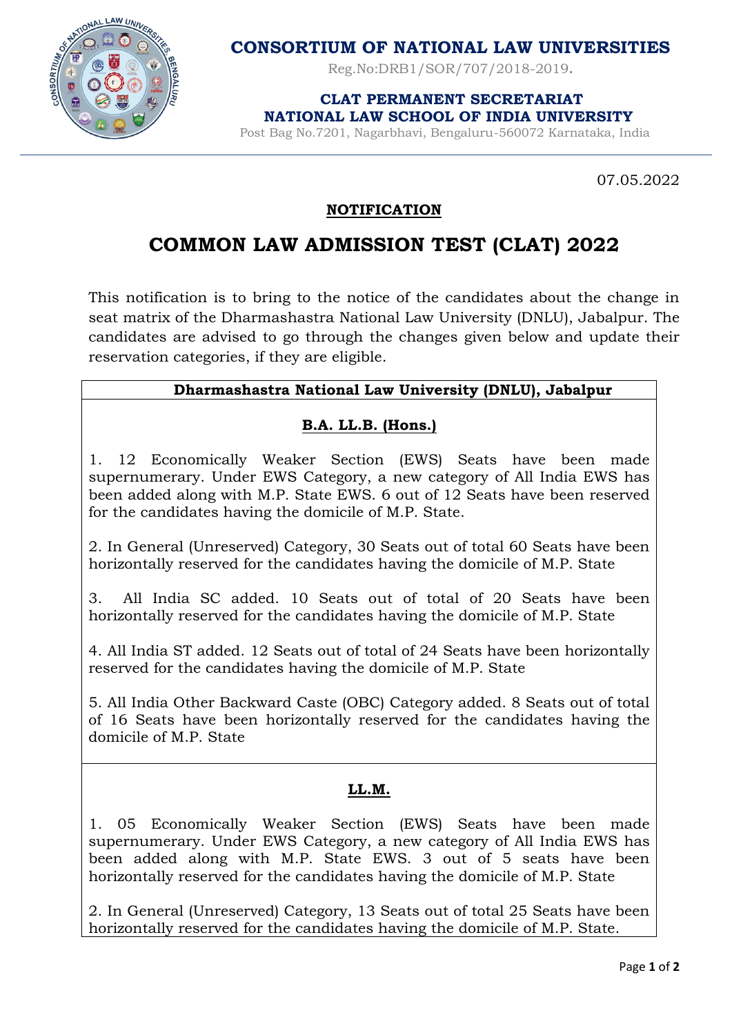**CONSORTIUM OF NATIONAL LAW UNIVERSITIES**

Reg.No:DRB1/SOR/707/2018-2019.

**CLAT PERMANENT SECRETARIAT**
**NATIONAL LAW SCHOOL OF INDIA UNIVERSITY**

Post Bag No.7201, Nagarbhavi, Bengaluru-560072 Karnataka, India

07.05.2022

**NOTIFICATION**

# COMMON LAW ADMISSION TEST (CLAT) 2022

This notification is to bring to the notice of the candidates about the change in seat matrix of the Dharmashastra National Law University (DNLU), Jabalpur. The candidates are advised to go through the changes given below and update their reservation categories, if they are eligible.

## Dharmashastra National Law University (DNLU), Jabalpur

### B.A. LL.B. (Hons.)

1. 12 Economically Weaker Section (EWS) Seats have been made supernumerary. Under EWS Category, a new category of All India EWS has been added along with M.P. State EWS. 6 out of 12 Seats have been reserved for the candidates having the domicile of M.P. State.

2. In General (Unreserved) Category, 30 Seats out of total 60 Seats have been horizontally reserved for the candidates having the domicile of M.P. State

3. All India SC added. 10 Seats out of total of 20 Seats have been horizontally reserved for the candidates having the domicile of M.P. State

4. All India ST added. 12 Seats out of total of 24 Seats have been horizontally reserved for the candidates having the domicile of M.P. State

5. All India Other Backward Caste (OBC) Category added. 8 Seats out of total of 16 Seats have been horizontally reserved for the candidates having the domicile of M.P. State

### LL.M.

1. 05 Economically Weaker Section (EWS) Seats have been made supernumerary. Under EWS Category, a new category of All India EWS has been added along with M.P. State EWS. 3 out of 5 seats have been horizontally reserved for the candidates having the domicile of M.P. State

2. In General (Unreserved) Category, 13 Seats out of total 25 Seats have been horizontally reserved for the candidates having the domicile of M.P. State.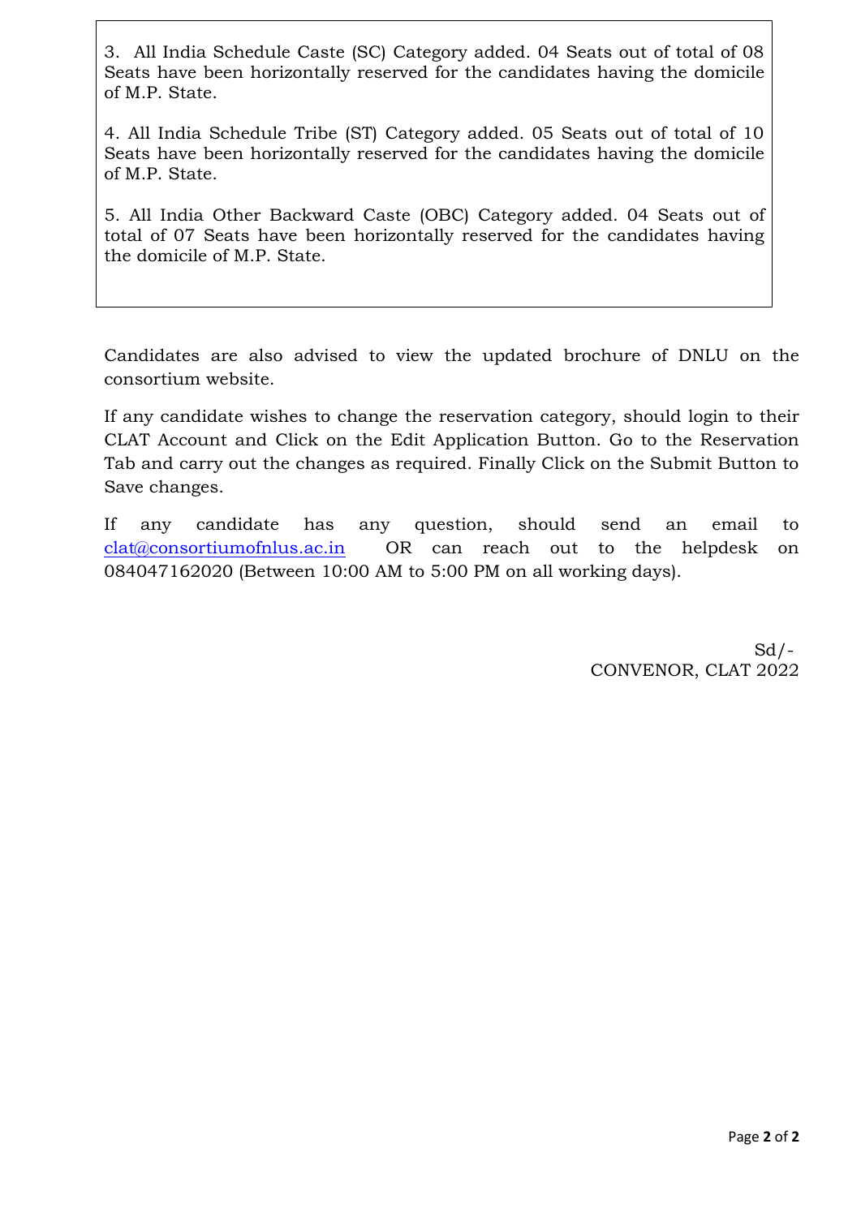3. All India Schedule Caste (SC) Category added. 04 Seats out of total of 08 Seats have been horizontally reserved for the candidates having the domicile of M.P. State.

4. All India Schedule Tribe (ST) Category added. 05 Seats out of total of 10 Seats have been horizontally reserved for the candidates having the domicile of M.P. State.

5. All India Other Backward Caste (OBC) Category added. 04 Seats out of total of 07 Seats have been horizontally reserved for the candidates having the domicile of M.P. State.

Candidates are also advised to view the updated brochure of DNLU on the consortium website.

If any candidate wishes to change the reservation category, should login to their CLAT Account and Click on the Edit Application Button. Go to the Reservation Tab and carry out the changes as required. Finally Click on the Submit Button to Save changes.

If any candidate has any question, should send an email to clat@consortiumofnlus.ac.in OR can reach out to the helpdesk on 084047162020 (Between 10:00 AM to 5:00 PM on all working days).

Sd/-
CONVENOR, CLAT 2022